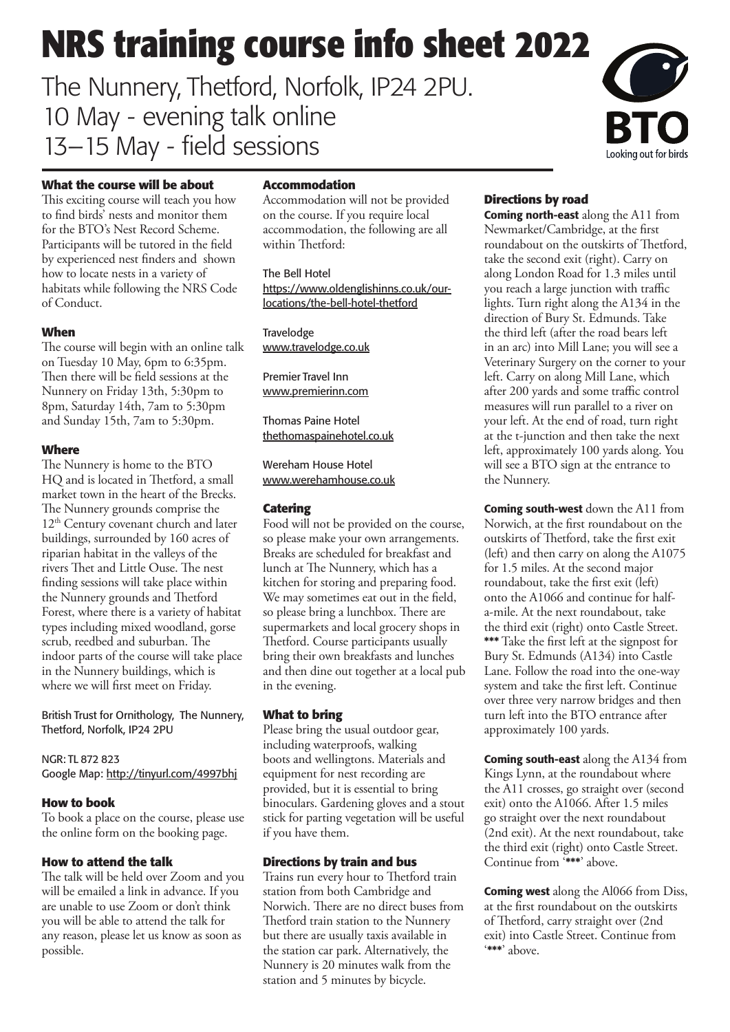# NRS training course info sheet 2022

The Nunnery, Thetford, Norfolk, IP24 2PU.
10 May - evening talk online
13–15 May - field sessions

BTO
Looking out for birds

### What the course will be about

This exciting course will teach you how to find birds' nests and monitor them for the BTO's Nest Record Scheme. Participants will be tutored in the field by experienced nest finders and shown how to locate nests in a variety of habitats while following the NRS Code of Conduct.

### When

The course will begin with an online talk on Tuesday 10 May, 6pm to 6:35pm. Then there will be field sessions at the Nunnery on Friday 13th, 5:30pm to 8pm, Saturday 14th, 7am to 5:30pm and Sunday 15th, 7am to 5:30pm.

### Where

The Nunnery is home to the BTO HQ and is located in Thetford, a small market town in the heart of the Brecks. The Nunnery grounds comprise the 12th Century covenant church and later buildings, surrounded by 160 acres of riparian habitat in the valleys of the rivers Thet and Little Ouse. The nest finding sessions will take place within the Nunnery grounds and Thetford Forest, where there is a variety of habitat types including mixed woodland, gorse scrub, reedbed and suburban. The indoor parts of the course will take place in the Nunnery buildings, which is where we will first meet on Friday.

British Trust for Ornithology, The Nunnery, Thetford, Norfolk, IP24 2PU

NGR: TL 872 823
Google Map: http://tinyurl.com/4997bhj

### How to book

To book a place on the course, please use the online form on the booking page.

### How to attend the talk

The talk will be held over Zoom and you will be emailed a link in advance. If you are unable to use Zoom or don't think you will be able to attend the talk for any reason, please let us know as soon as possible.

### Accommodation

Accommodation will not be provided on the course. If you require local accommodation, the following are all within Thetford:

The Bell Hotel
https://www.oldenglishinns.co.uk/our-locations/the-bell-hotel-thetford

Travelodge
www.travelodge.co.uk

Premier Travel Inn
www.premierinn.com

Thomas Paine Hotel
thethomaspainehotel.co.uk

Wereham House Hotel
www.werehamhouse.co.uk

### Catering

Food will not be provided on the course, so please make your own arrangements. Breaks are scheduled for breakfast and lunch at The Nunnery, which has a kitchen for storing and preparing food. We may sometimes eat out in the field, so please bring a lunchbox. There are supermarkets and local grocery shops in Thetford. Course participants usually bring their own breakfasts and lunches and then dine out together at a local pub in the evening.

### What to bring

Please bring the usual outdoor gear, including waterproofs, walking boots and wellingtons. Materials and equipment for nest recording are provided, but it is essential to bring binoculars. Gardening gloves and a stout stick for parting vegetation will be useful if you have them.

### Directions by train and bus

Trains run every hour to Thetford train station from both Cambridge and Norwich. There are no direct buses from Thetford train station to the Nunnery but there are usually taxis available in the station car park. Alternatively, the Nunnery is 20 minutes walk from the station and 5 minutes by bicycle.

### Directions by road

**Coming north-east** along the A11 from Newmarket/Cambridge, at the first roundabout on the outskirts of Thetford, take the second exit (right). Carry on along London Road for 1.3 miles until you reach a large junction with traffic lights. Turn right along the A134 in the direction of Bury St. Edmunds. Take the third left (after the road bears left in an arc) into Mill Lane; you will see a Veterinary Surgery on the corner to your left. Carry on along Mill Lane, which after 200 yards and some traffic control measures will run parallel to a river on your left. At the end of road, turn right at the t-junction and then take the next left, approximately 100 yards along. You will see a BTO sign at the entrance to the Nunnery.

**Coming south-west** down the A11 from Norwich, at the first roundabout on the outskirts of Thetford, take the first exit (left) and then carry on along the A1075 for 1.5 miles. At the second major roundabout, take the first exit (left) onto the A1066 and continue for half-a-mile. At the next roundabout, take the third exit (right) onto Castle Street. **\*\*\*** Take the first left at the signpost for Bury St. Edmunds (A134) into Castle Lane. Follow the road into the one-way system and take the first left. Continue over three very narrow bridges and then turn left into the BTO entrance after approximately 100 yards.

**Coming south-east** along the A134 from Kings Lynn, at the roundabout where the A11 crosses, go straight over (second exit) onto the A1066. After 1.5 miles go straight over the next roundabout (2nd exit). At the next roundabout, take the third exit (right) onto Castle Street. Continue from '**\*\*\***' above.

**Coming west** along the Al066 from Diss, at the first roundabout on the outskirts of Thetford, carry straight over (2nd exit) into Castle Street. Continue from '**\*\*\***' above.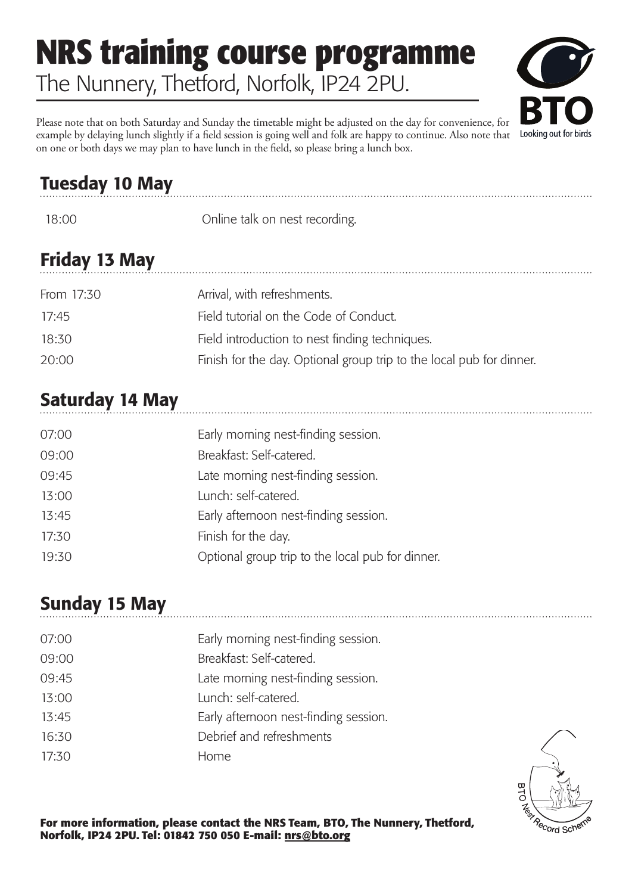# NRS training course programme

The Nunnery, Thetford, Norfolk, IP24 2PU.

Please note that on both Saturday and Sunday the timetable might be adjusted on the day for convenience, for example by delaying lunch slightly if a field session is going well and folk are happy to continue. Also note that on one or both days we may plan to have lunch in the field, so please bring a lunch box.

## Tuesday 10 May

| | |
|---|---|
| 18:00 | Online talk on nest recording. |

## Friday 13 May

| | |
|---|---|
| From 17:30 | Arrival, with refreshments. |
| 17:45 | Field tutorial on the Code of Conduct. |
| 18:30 | Field introduction to nest finding techniques. |
| 20:00 | Finish for the day. Optional group trip to the local pub for dinner. |

## Saturday 14 May

| | |
|---|---|
| 07:00 | Early morning nest-finding session. |
| 09:00 | Breakfast: Self-catered. |
| 09:45 | Late morning nest-finding session. |
| 13:00 | Lunch: self-catered. |
| 13:45 | Early afternoon nest-finding session. |
| 17:30 | Finish for the day. |
| 19:30 | Optional group trip to the local pub for dinner. |

## Sunday 15 May

| | |
|---|---|
| 07:00 | Early morning nest-finding session. |
| 09:00 | Breakfast: Self-catered. |
| 09:45 | Late morning nest-finding session. |
| 13:00 | Lunch: self-catered. |
| 13:45 | Early afternoon nest-finding session. |
| 16:30 | Debrief and refreshments |
| 17:30 | Home |

**For more information, please contact the NRS Team, BTO, The Nunnery, Thetford, Norfolk, IP24 2PU. Tel: 01842 750 050 E-mail: nrs@bto.org**